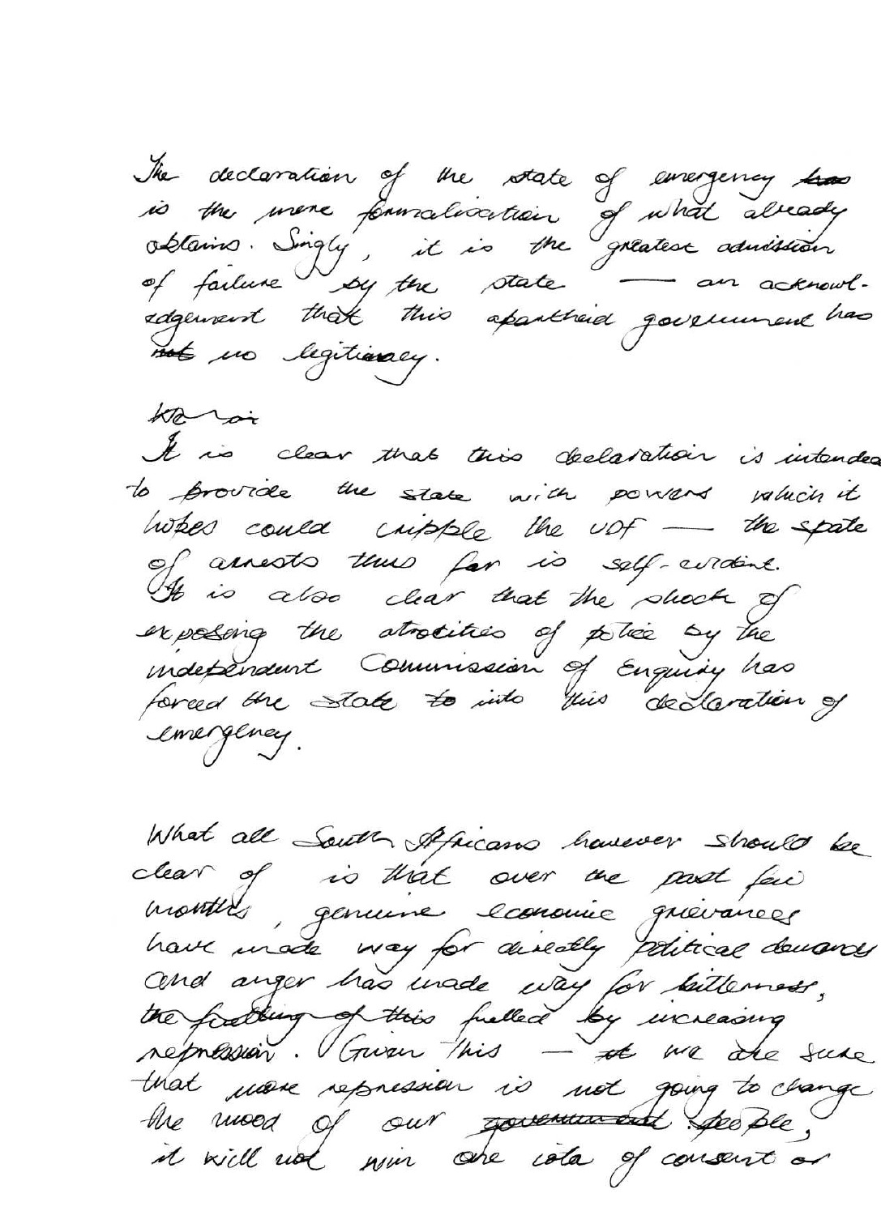The declaration of the state of emergency is the mere formalisation of what already obtains. Simply, it is the greatest admission of failure by the state — an acknowledgement that this apartheid government has no legitimacy.

It is clear that this declaration is intended to provide the state with powers which it hopes could cripple the UDF — the spate of arrests thus far is self-evident. It is also clear that the shock of exposing the atrocities of police by the independent Commission of Enquiry has forced the state into this declaration of emergency.

What all South Africans however should be clear of is that over the past few months, genuine economic grievances have made way for directly political demands and anger has made way for bitterness, fuelled by increasing repression. Given this — we are sure that more repression is not going to change the mood of our people, it will not win one iota of consent or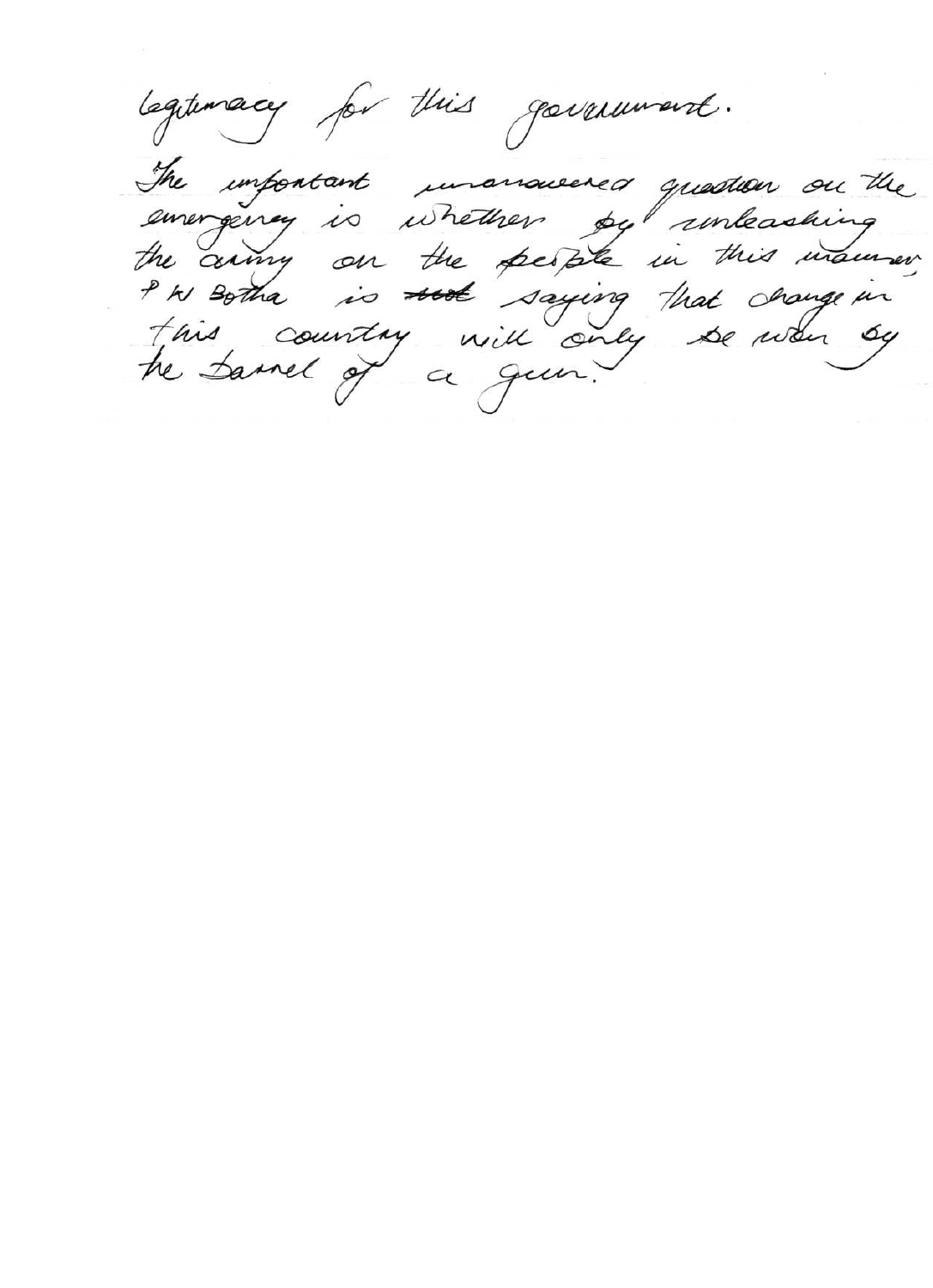legitimacy for this government.

The important unanswered question on the emergency is whether by unleashing the army on the people in this manner, P W Botha is ~~not~~ saying that change in this country will only be won by the barrel of a gun.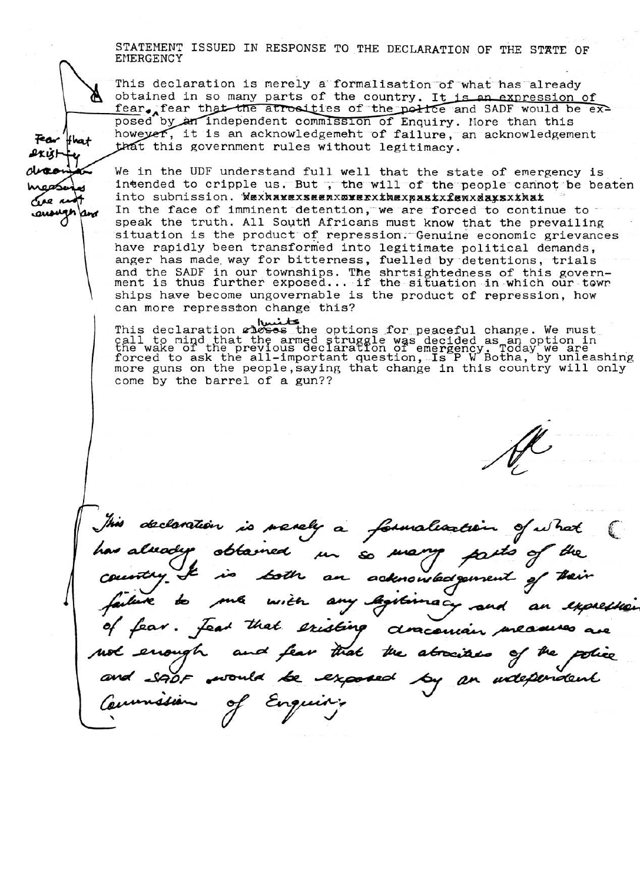STATEMENT ISSUED IN RESPONSE TO THE DECLARATION OF THE STATE OF EMERGENCY

This declaration is merely a formalisation of what has already obtained in so many parts of the country. It is an expression of fear, fear that the atrocities of the police and SADF would be exposed by an independent commission of Enquiry. More than this however, it is an acknowledgemeht of failure, an acknowledgement that this government rules without legitimacy.

Fear that existing draconian measures are not enough and

We in the UDF understand full well that the state of emergency is intended to cripple us. But , the will of the people cannot be beaten into subnission. ~~We have seen over the past few days that~~ In the face of imminent detention, we are forced to continue to speak the truth. All South Africans must know that the prevailing situation is the product of repression. Genuine economic grievances have rapidly been transformed into legitimate political demands, anger has made way for bitterness, fuelled by detentions, trials and the SADF in our townships. The shrtsightedness of this government is thus further exposed... if the situation in which our townships have become ungovernable is the product of repression, how can more repression change this?

This declaration ~~closes~~ limits the options for peaceful change. We must call to mind that the armed struggle was decided as an option in the wake of the previous declaration of emergency. Today we are forced to ask the all-important question, Is P W Botha, by unleashing more guns on the people, saying that change in this country will only come by the barrel of a gun??

This declaration is merely a formalisation of what has already obtained in so many parts of the country. It is both an acknowledgement of their failure to rule with any legitimacy and an expression of fear. Fear that existing draconian measures are not enough and fear that the atrocities of the police and SADF would be exposed by an independent Commission of Enquiry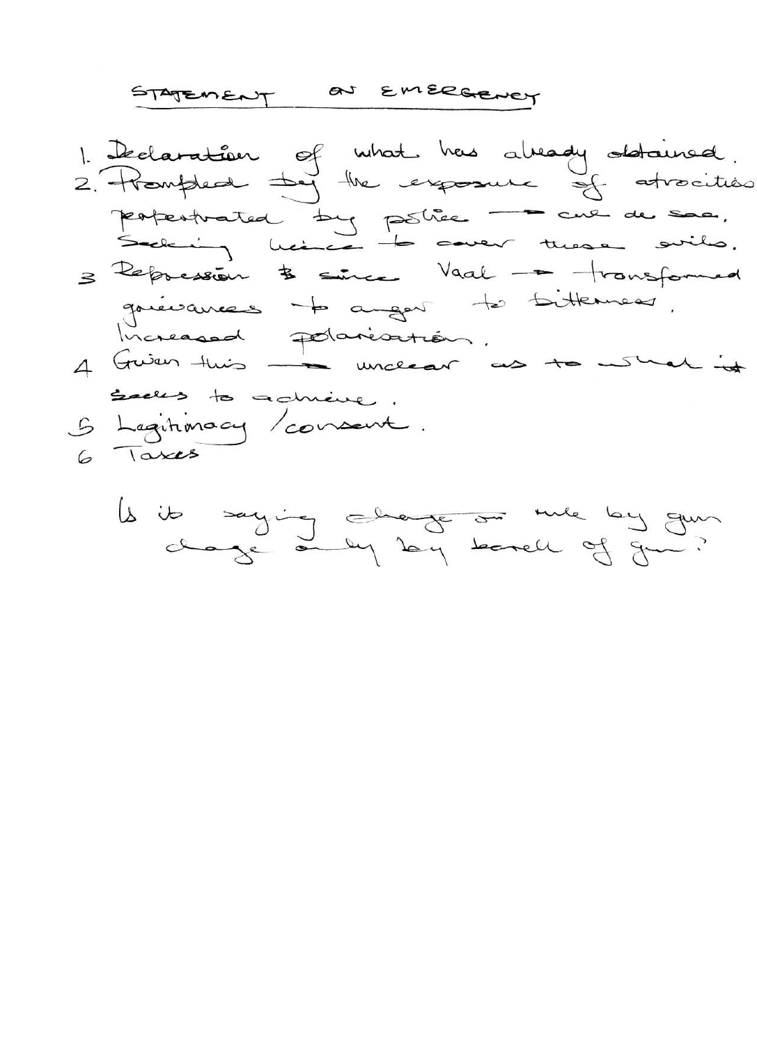## STATEMENT ON EMERGENCY

1. Declaration of what has already obtained.
2. Prompted by the exposure of atrocities perpetrated by police → cul de sac. Seeking licence to cover these evils.
3. Repression since Vaal → transformed grievances to anger to bitterness. Increased polarisation.
4. Given this → unclear as to what it seeks to achieve.
5. Legitimacy / consent.
6. Taxes

Is it saying change in rule by gun change only by barell of gun?